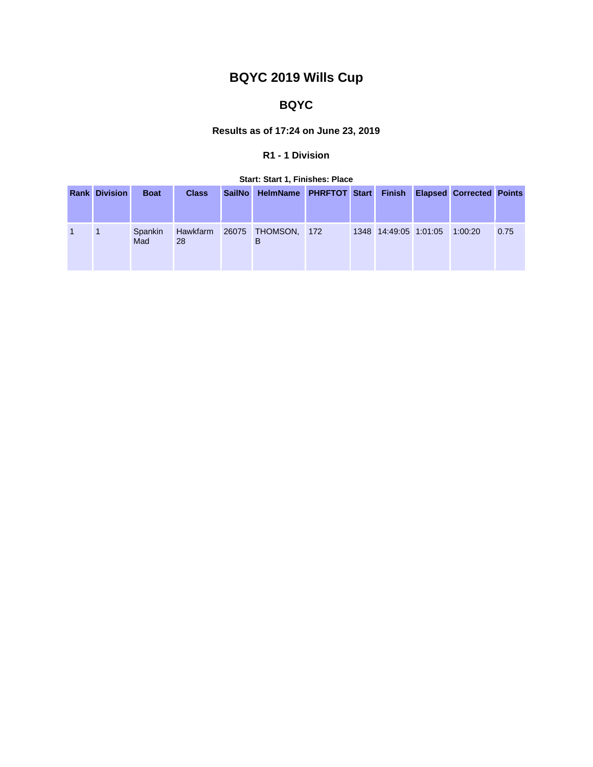# BQYC 2019 Wills Cup

## BQYC

### Results as of 17:24 on June 23, 2019

#### R1 - 1 Division

**Start: Start 1, Finishes: Place**

| Rank | Division | Boat | Class | SailNo | HelmName | PHRFTOT | Start | Finish | Elapsed | Corrected | Points |
|---|---|---|---|---|---|---|---|---|---|---|---|
| 1 | 1 | Spankin Mad | Hawkfarm 28 | 26075 | THOMSON, B | 172 | 1348 | 14:49:05 | 1:01:05 | 1:00:20 | 0.75 |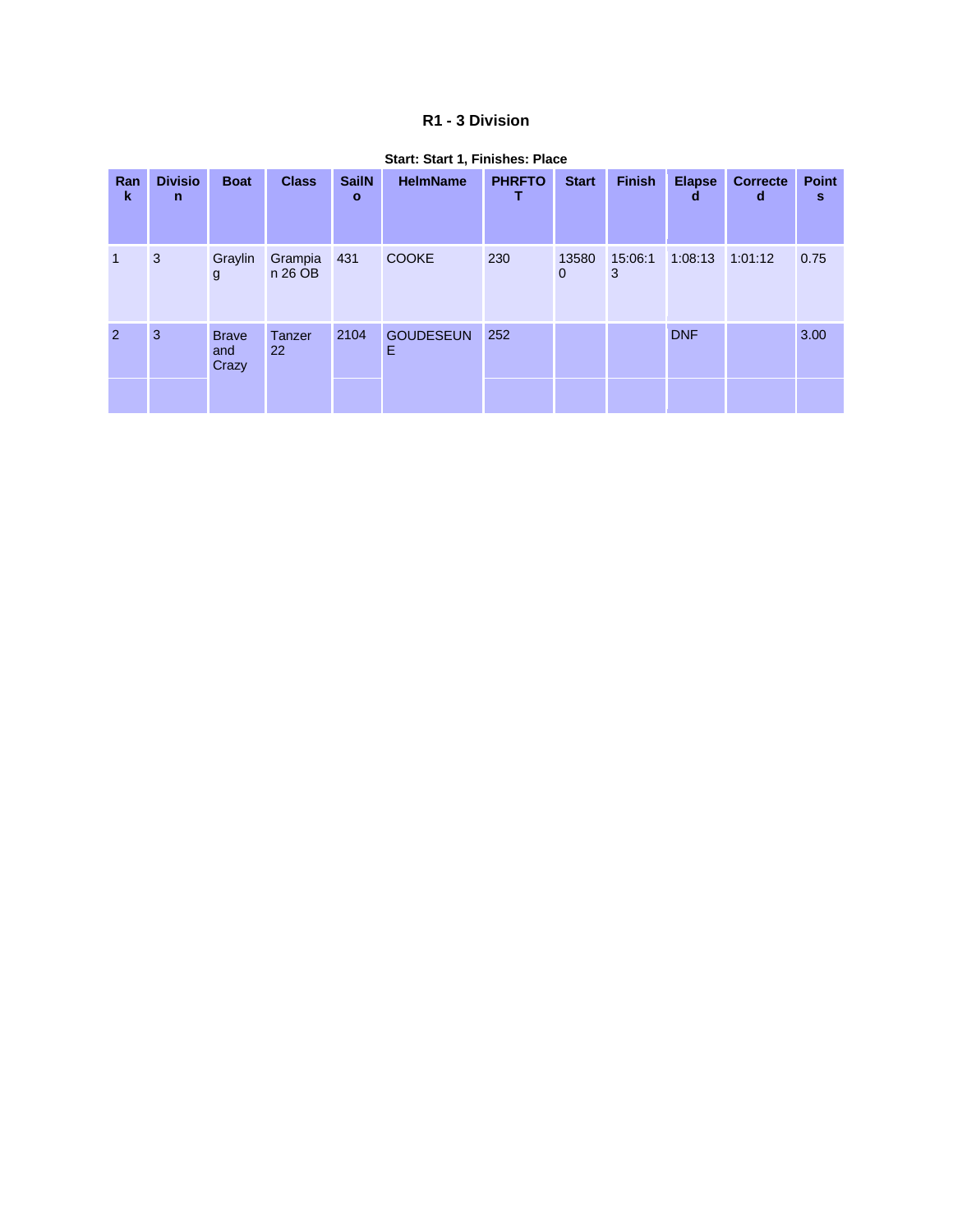### R1 - 3 Division

**Start: Start 1, Finishes: Place**

| Rank | Division | Boat | Class | SailNo | HelmName | PHRFTOT | Start | Finish | Elapsed | Corrected | Points |
|---|---|---|---|---|---|---|---|---|---|---|---|
| 1 | 3 | Grayling | Grampian 26 OB | 431 | COOKE | 230 | 135800 | 15:06:13 | 1:08:13 | 1:01:12 | 0.75 |
| 2 | 3 | Brave and Crazy | Tanzer 22 | 2104 | GOUDESEUNE | 252 | | | DNF | | 3.00 |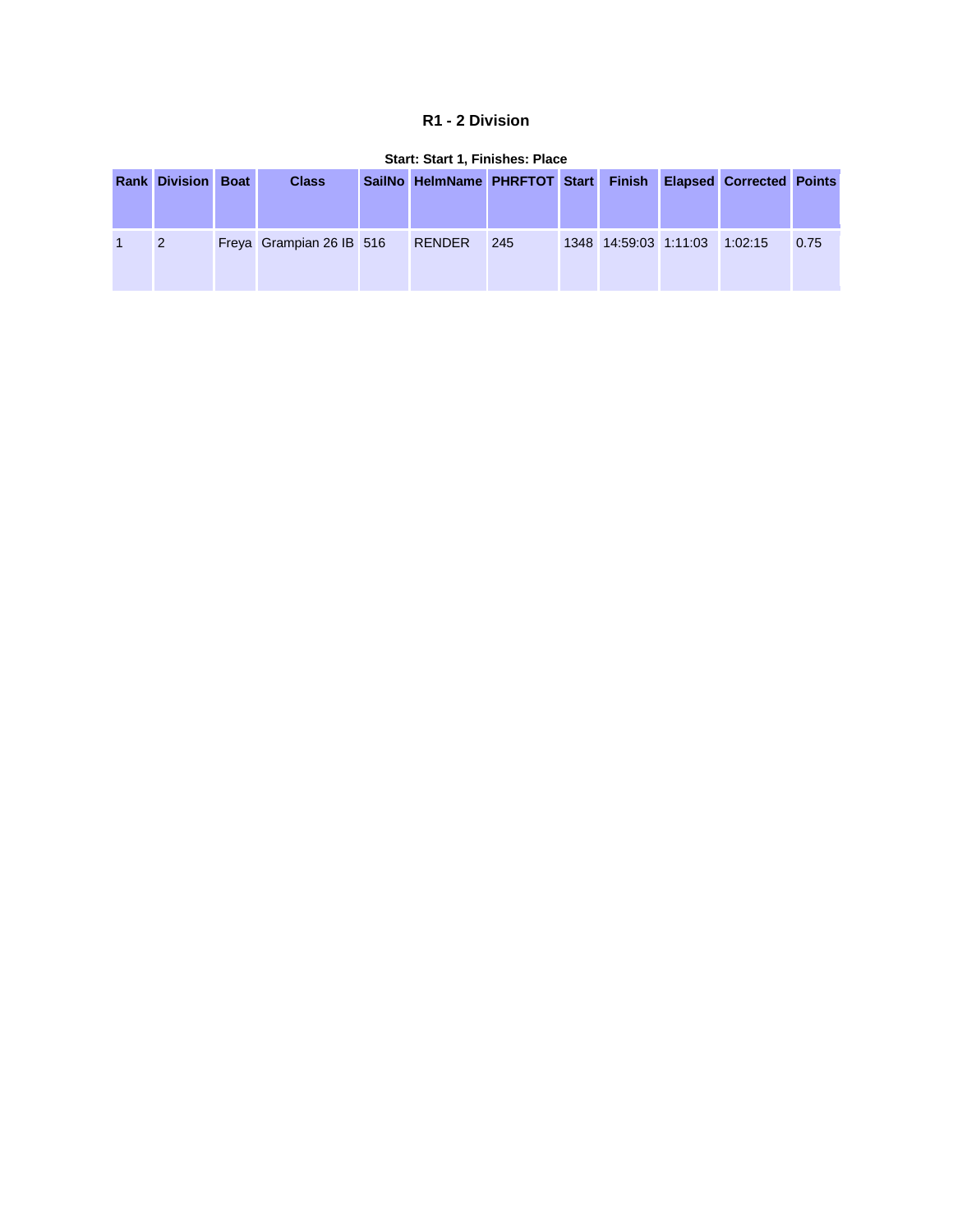### R1 - 2 Division

**Start: Start 1, Finishes: Place**

| Rank | Division | Boat | Class | SailNo | HelmName | PHRFTOT | Start | Finish | Elapsed | Corrected | Points |
|---|---|---|---|---|---|---|---|---|---|---|---|
| 1 | 2 | Freya | Grampian 26 IB | 516 | RENDER | 245 | 1348 | 14:59:03 | 1:11:03 | 1:02:15 | 0.75 |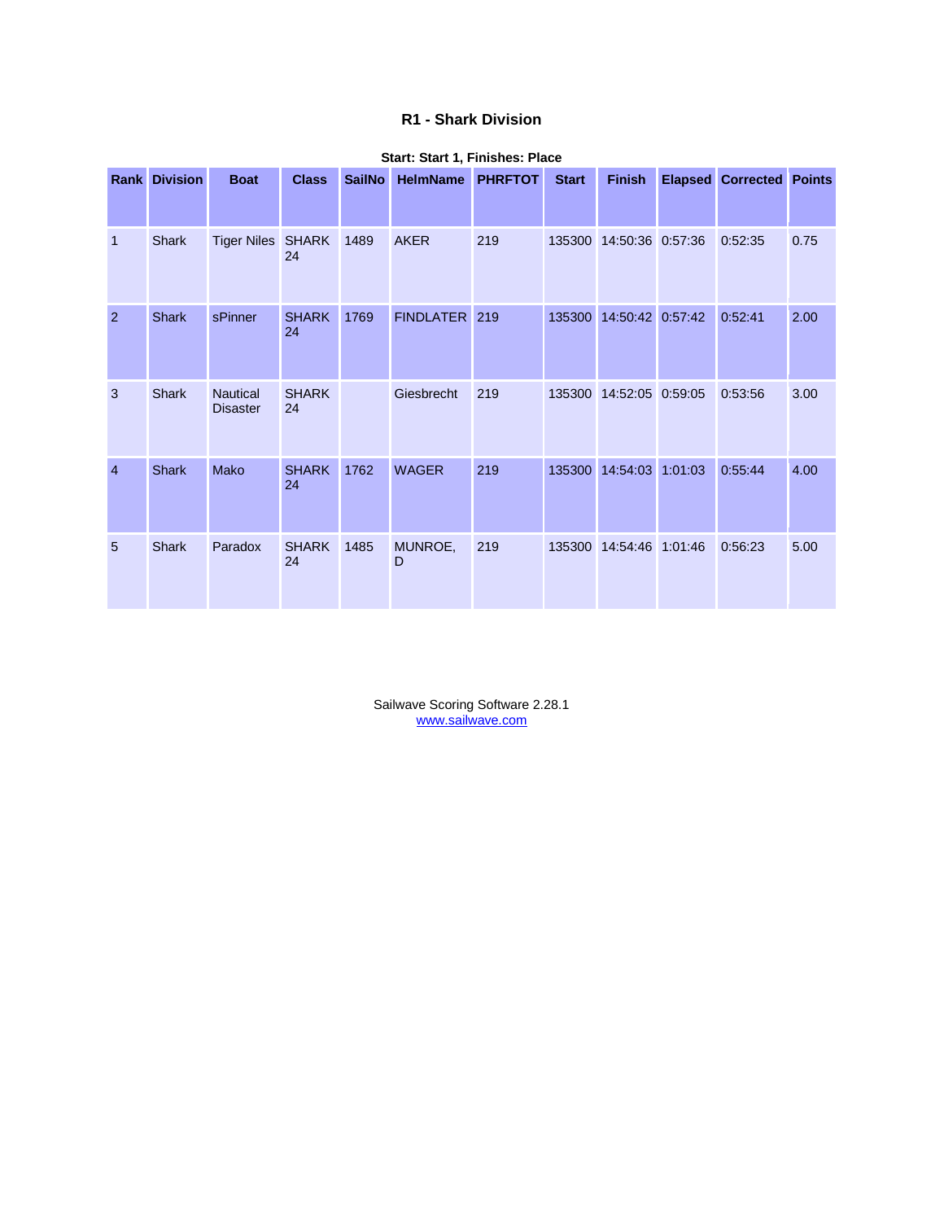# R1 - Shark Division

**Start: Start 1, Finishes: Place**

| Rank | Division | Boat | Class | SailNo | HelmName | PHRFTOT | Start | Finish | Elapsed | Corrected | Points |
|---|---|---|---|---|---|---|---|---|---|---|---|
| 1 | Shark | Tiger Niles | SHARK 24 | 1489 | AKER | 219 | 135300 | 14:50:36 | 0:57:36 | 0:52:35 | 0.75 |
| 2 | Shark | sPinner | SHARK 24 | 1769 | FINDLATER | 219 | 135300 | 14:50:42 | 0:57:42 | 0:52:41 | 2.00 |
| 3 | Shark | Nautical Disaster | SHARK 24 | | Giesbrecht | 219 | 135300 | 14:52:05 | 0:59:05 | 0:53:56 | 3.00 |
| 4 | Shark | Mako | SHARK 24 | 1762 | WAGER | 219 | 135300 | 14:54:03 | 1:01:03 | 0:55:44 | 4.00 |
| 5 | Shark | Paradox | SHARK 24 | 1485 | MUNROE, D | 219 | 135300 | 14:54:46 | 1:01:46 | 0:56:23 | 5.00 |

Sailwave Scoring Software 2.28.1
www.sailwave.com